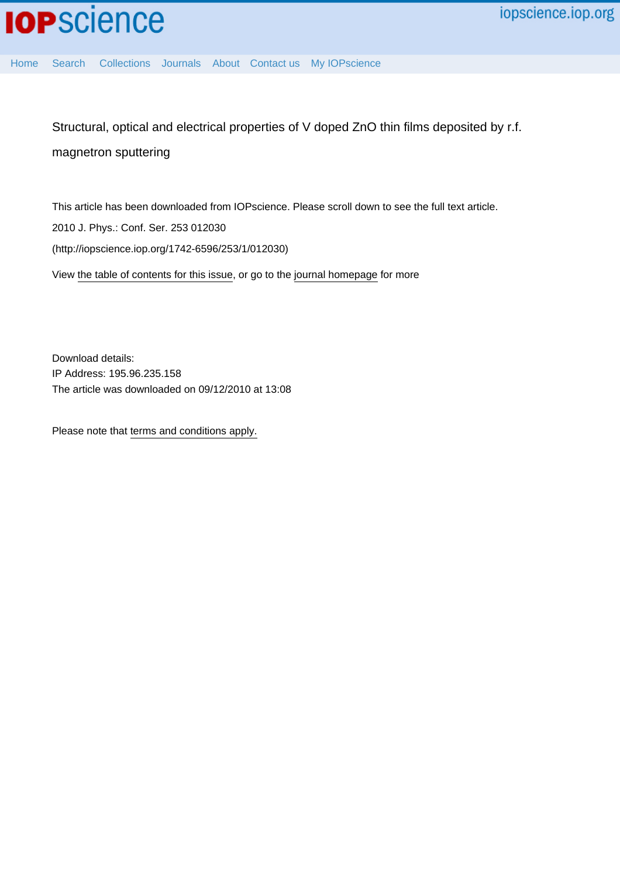# Structural, optical and electrical properties of V doped ZnO thin films deposited by r.f. magnetron sputtering

This article has been downloaded from IOPscience. Please scroll down to see the full text article.

2010 J. Phys.: Conf. Ser. 253 012030

(http://iopscience.iop.org/1742-6596/253/1/012030)

View the table of contents for this issue, or go to the journal homepage for more

Download details:
IP Address: 195.96.235.158
The article was downloaded on 09/12/2010 at 13:08

Please note that terms and conditions apply.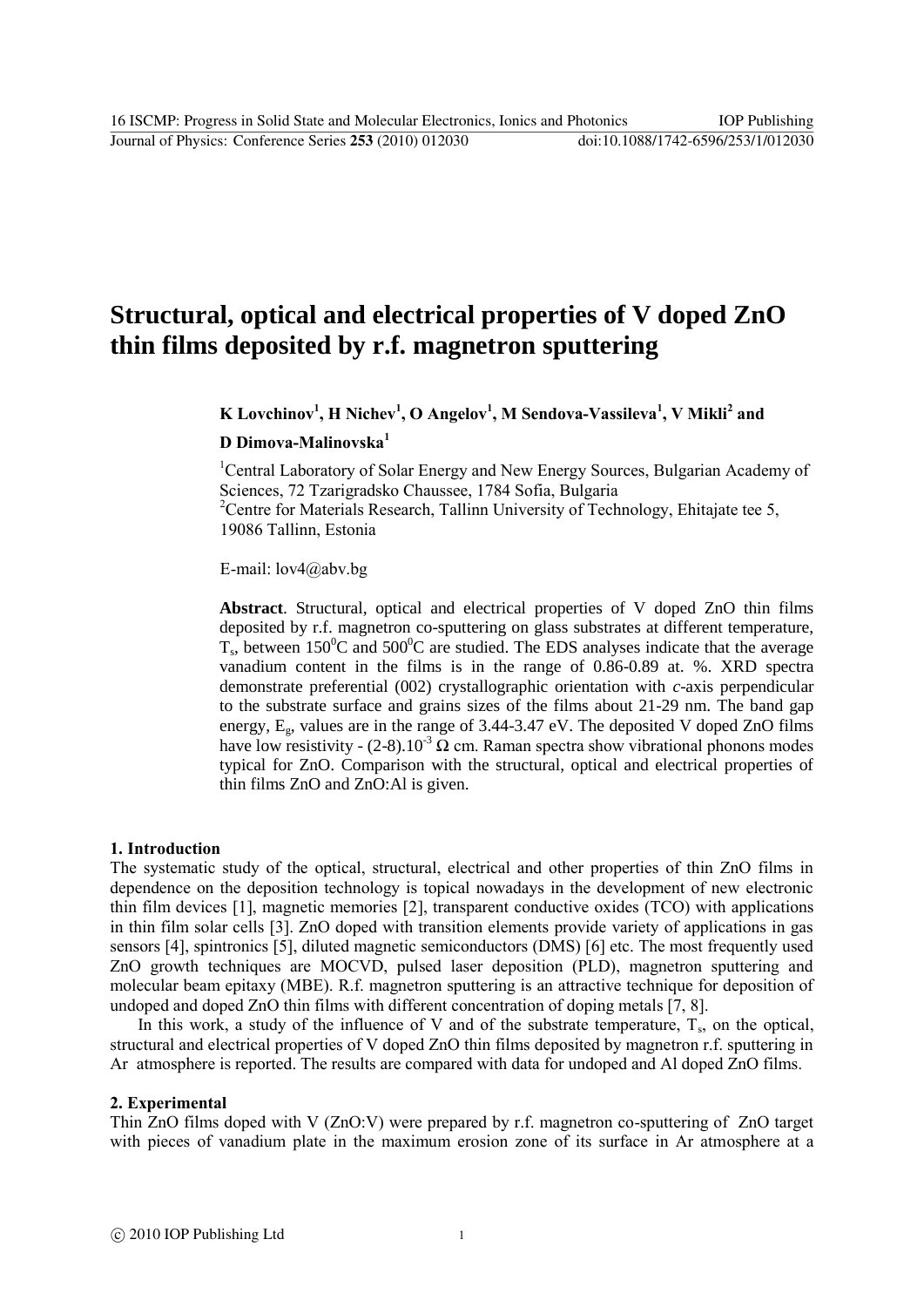# Structural, optical and electrical properties of V doped ZnO thin films deposited by r.f. magnetron sputtering

**K Lovchinov[1], H Nichev[1], O Angelov[1], M Sendova-Vassileva[1], V Mikli[2] and D Dimova-Malinovska[1]**

[1]Central Laboratory of Solar Energy and New Energy Sources, Bulgarian Academy of Sciences, 72 Tzarigradsko Chaussee, 1784 Sofia, Bulgaria
[2]Centre for Materials Research, Tallinn University of Technology, Ehitajate tee 5, 19086 Tallinn, Estonia

E-mail: lov4@abv.bg

**Abstract**. Structural, optical and electrical properties of V doped ZnO thin films deposited by r.f. magnetron co-sputtering on glass substrates at different temperature, $T_s$, between $150^0$C and $500^0$C are studied. The EDS analyses indicate that the average vanadium content in the films is in the range of 0.86-0.89 at. %. XRD spectra demonstrate preferential (002) crystallographic orientation with *c*-axis perpendicular to the substrate surface and grains sizes of the films about 21-29 nm. The band gap energy, $E_g$, values are in the range of 3.44-3.47 eV. The deposited V doped ZnO films have low resistivity - $(2\text{-}8).10^{-3}$ Ω cm. Raman spectra show vibrational phonons modes typical for ZnO. Comparison with the structural, optical and electrical properties of thin films ZnO and ZnO:Al is given.

## 1. Introduction

The systematic study of the optical, structural, electrical and other properties of thin ZnO films in dependence on the deposition technology is topical nowadays in the development of new electronic thin film devices [1], magnetic memories [2], transparent conductive oxides (TCO) with applications in thin film solar cells [3]. ZnO doped with transition elements provide variety of applications in gas sensors [4], spintronics [5], diluted magnetic semiconductors (DMS) [6] etc. The most frequently used ZnO growth techniques are MOCVD, pulsed laser deposition (PLD), magnetron sputtering and molecular beam epitaxy (MBE). R.f. magnetron sputtering is an attractive technique for deposition of undoped and doped ZnO thin films with different concentration of doping metals [7, 8].

In this work, a study of the influence of V and of the substrate temperature, $T_s$, on the optical, structural and electrical properties of V doped ZnO thin films deposited by magnetron r.f. sputtering in Ar atmosphere is reported. The results are compared with data for undoped and Al doped ZnO films.

## 2. Experimental

Thin ZnO films doped with V (ZnO:V) were prepared by r.f. magnetron co-sputtering of ZnO target with pieces of vanadium plate in the maximum erosion zone of its surface in Ar atmosphere at a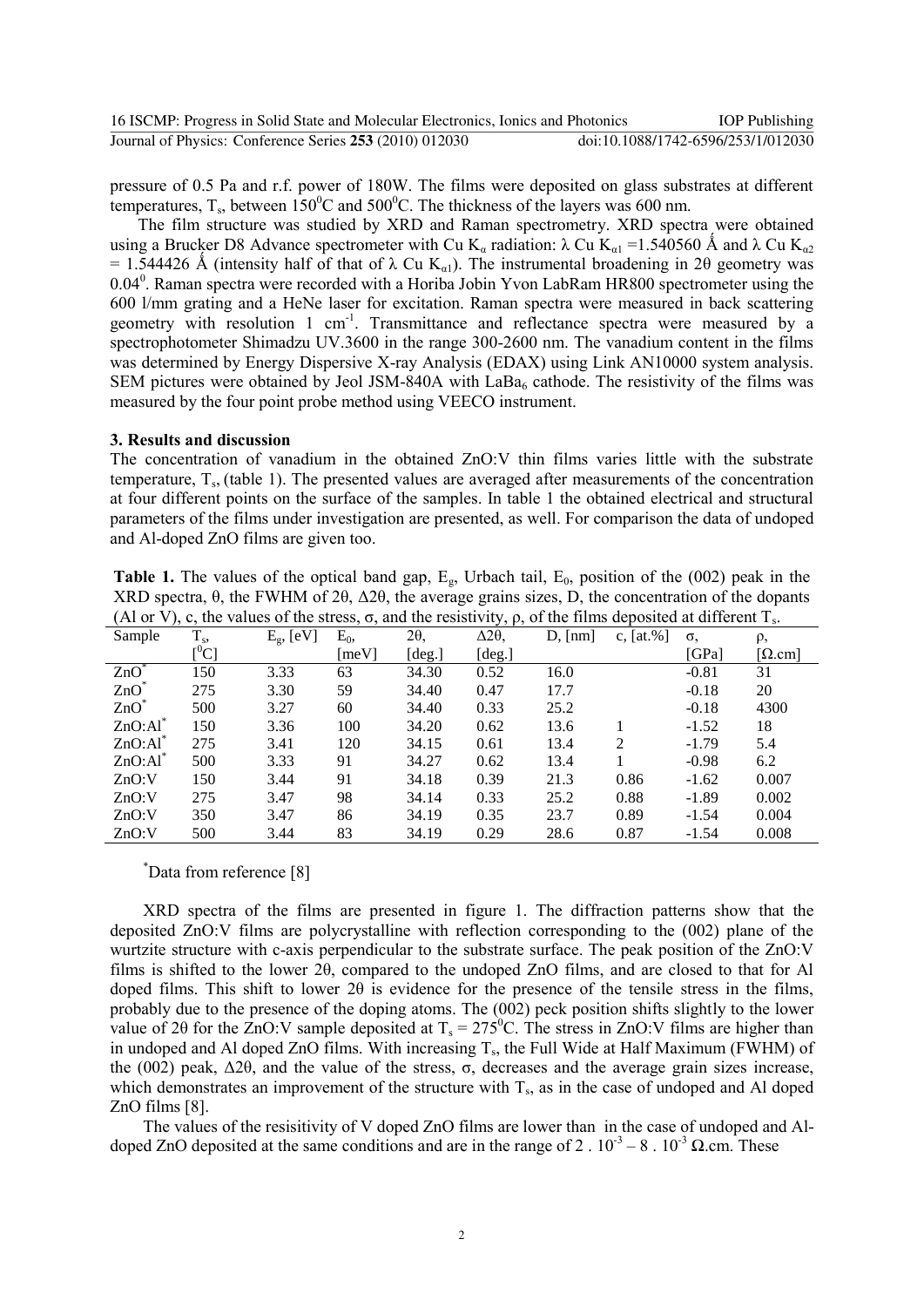pressure of 0.5 Pa and r.f. power of 180W. The films were deposited on glass substrates at different temperatures, $T_s$, between $150^0$C and $500^0$C. The thickness of the layers was 600 nm.

The film structure was studied by XRD and Raman spectrometry. XRD spectra were obtained using a Brucker D8 Advance spectrometer with Cu $K_\alpha$ radiation: $\lambda$ Cu $K_{\alpha1}$ =1.540560 Å and $\lambda$ Cu $K_{\alpha2}$ = 1.544426 Å (intensity half of that of $\lambda$ Cu $K_{\alpha1}$). The instrumental broadening in 2θ geometry was $0.04^0$. Raman spectra were recorded with a Horiba Jobin Yvon LabRam HR800 spectrometer using the 600 l/mm grating and a HeNe laser for excitation. Raman spectra were measured in back scattering geometry with resolution 1 $cm^{-1}$. Transmittance and reflectance spectra were measured by a spectrophotometer Shimadzu UV.3600 in the range 300-2600 nm. The vanadium content in the films was determined by Energy Dispersive X-ray Analysis (EDAX) using Link AN10000 system analysis. SEM pictures were obtained by Jeol JSM-840A with $LaBa_6$ cathode. The resistivity of the films was measured by the four point probe method using VEECO instrument.

## 3. Results and discussion

The concentration of vanadium in the obtained ZnO:V thin films varies little with the substrate temperature, $T_s$, (table 1). The presented values are averaged after measurements of the concentration at four different points on the surface of the samples. In table 1 the obtained electrical and structural parameters of the films under investigation are presented, as well. For comparison the data of undoped and Al-doped ZnO films are given too.

**Table 1.** The values of the optical band gap, $E_g$, Urbach tail, $E_0$, position of the (002) peak in the XRD spectra, θ, the FWHM of 2θ, Δ2θ, the average grains sizes, D, the concentration of the dopants (Al or V), c, the values of the stress, σ, and the resistivity, ρ, of the films deposited at different $T_s$.

| Sample | $T_s$, [$^0$C] | $E_g$, [eV] | $E_0$, [meV] | 2θ, [deg.] | Δ2θ, [deg.] | D, [nm] | c, [at.%] | σ, [GPa] | ρ, [Ω.cm] |
|---|---|---|---|---|---|---|---|---|---|
| ZnO* | 150 | 3.33 | 63 | 34.30 | 0.52 | 16.0 | | -0.81 | 31 |
| ZnO* | 275 | 3.30 | 59 | 34.40 | 0.47 | 17.7 | | -0.18 | 20 |
| ZnO* | 500 | 3.27 | 60 | 34.40 | 0.33 | 25.2 | | -0.18 | 4300 |
| ZnO:Al* | 150 | 3.36 | 100 | 34.20 | 0.62 | 13.6 | 1 | -1.52 | 18 |
| ZnO:Al* | 275 | 3.41 | 120 | 34.15 | 0.61 | 13.4 | 2 | -1.79 | 5.4 |
| ZnO:Al* | 500 | 3.33 | 91 | 34.27 | 0.62 | 13.4 | 1 | -0.98 | 6.2 |
| ZnO:V | 150 | 3.44 | 91 | 34.18 | 0.39 | 21.3 | 0.86 | -1.62 | 0.007 |
| ZnO:V | 275 | 3.47 | 98 | 34.14 | 0.33 | 25.2 | 0.88 | -1.89 | 0.002 |
| ZnO:V | 350 | 3.47 | 86 | 34.19 | 0.35 | 23.7 | 0.89 | -1.54 | 0.004 |
| ZnO:V | 500 | 3.44 | 83 | 34.19 | 0.29 | 28.6 | 0.87 | -1.54 | 0.008 |

*Data from reference [8]

XRD spectra of the films are presented in figure 1. The diffraction patterns show that the deposited ZnO:V films are polycrystalline with reflection corresponding to the (002) plane of the wurtzite structure with c-axis perpendicular to the substrate surface. The peak position of the ZnO:V films is shifted to the lower 2θ, compared to the undoped ZnO films, and are closed to that for Al doped films. This shift to lower 2θ is evidence for the presence of the tensile stress in the films, probably due to the presence of the doping atoms. The (002) peck position shifts slightly to the lower value of 2θ for the ZnO:V sample deposited at $T_s$ = $275^0$C. The stress in ZnO:V films are higher than in undoped and Al doped ZnO films. With increasing $T_s$, the Full Wide at Half Maximum (FWHM) of the (002) peak, Δ2θ, and the value of the stress, σ, decreases and the average grain sizes increase, which demonstrates an improvement of the structure with $T_s$, as in the case of undoped and Al doped ZnO films [8].

The values of the resisitivity of V doped ZnO films are lower than in the case of undoped and Al-doped ZnO deposited at the same conditions and are in the range of $2 \cdot 10^{-3} - 8 \cdot 10^{-3}$ Ω.cm. These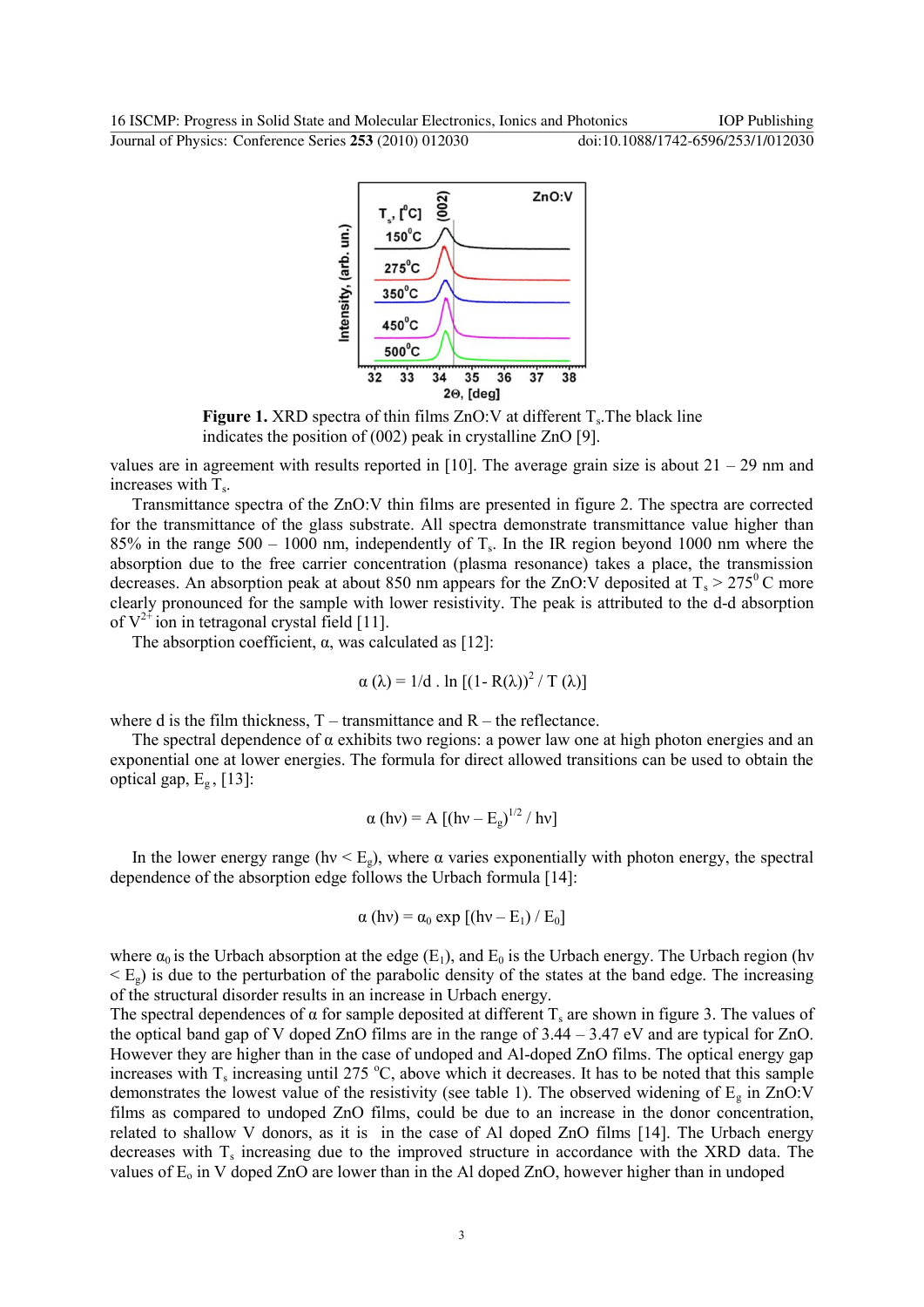**Figure 1.** XRD spectra of thin films ZnO:V at different $T_s$.The black line indicates the position of (002) peak in crystalline ZnO [9].

values are in agreement with results reported in [10]. The average grain size is about 21 – 29 nm and increases with $T_s$.

Transmittance spectra of the ZnO:V thin films are presented in figure 2. The spectra are corrected for the transmittance of the glass substrate. All spectra demonstrate transmittance value higher than 85% in the range 500 – 1000 nm, independently of $T_s$. In the IR region beyond 1000 nm where the absorption due to the free carrier concentration (plasma resonance) takes a place, the transmission decreases. An absorption peak at about 850 nm appears for the ZnO:V deposited at $T_s > 275^0$ C more clearly pronounced for the sample with lower resistivity. The peak is attributed to the d-d absorption of $V^{2+}$ ion in tetragonal crystal field [11].

The absorption coefficient, α, was calculated as [12]:

$$\alpha(\lambda) = 1/d \, . \, \ln\left[(1 - R(\lambda))^2 / T(\lambda)\right]$$

where d is the film thickness, T – transmittance and R – the reflectance.

The spectral dependence of α exhibits two regions: a power law one at high photon energies and an exponential one at lower energies. The formula for direct allowed transitions can be used to obtain the optical gap, $E_g$, [13]:

$$\alpha(h\nu) = A\left[(h\nu - E_g)^{1/2} / h\nu\right]$$

In the lower energy range ($h\nu < E_g$), where α varies exponentially with photon energy, the spectral dependence of the absorption edge follows the Urbach formula [14]:

$$\alpha(h\nu) = \alpha_0 \exp\left[(h\nu - E_1) / E_0\right]$$

where $\alpha_0$ is the Urbach absorption at the edge ($E_1$), and $E_0$ is the Urbach energy. The Urbach region ($h\nu < E_g$) is due to the perturbation of the parabolic density of the states at the band edge. The increasing of the structural disorder results in an increase in Urbach energy.

The spectral dependences of α for sample deposited at different $T_s$ are shown in figure 3. The values of the optical band gap of V doped ZnO films are in the range of 3.44 – 3.47 eV and are typical for ZnO. However they are higher than in the case of undoped and Al-doped ZnO films. The optical energy gap increases with $T_s$ increasing until 275 °C, above which it decreases. It has to be noted that this sample demonstrates the lowest value of the resistivity (see table 1). The observed widening of $E_g$ in ZnO:V films as compared to undoped ZnO films, could be due to an increase in the donor concentration, related to shallow V donors, as it is in the case of Al doped ZnO films [14]. The Urbach energy decreases with $T_s$ increasing due to the improved structure in accordance with the XRD data. The values of $E_o$ in V doped ZnO are lower than in the Al doped ZnO, however higher than in undoped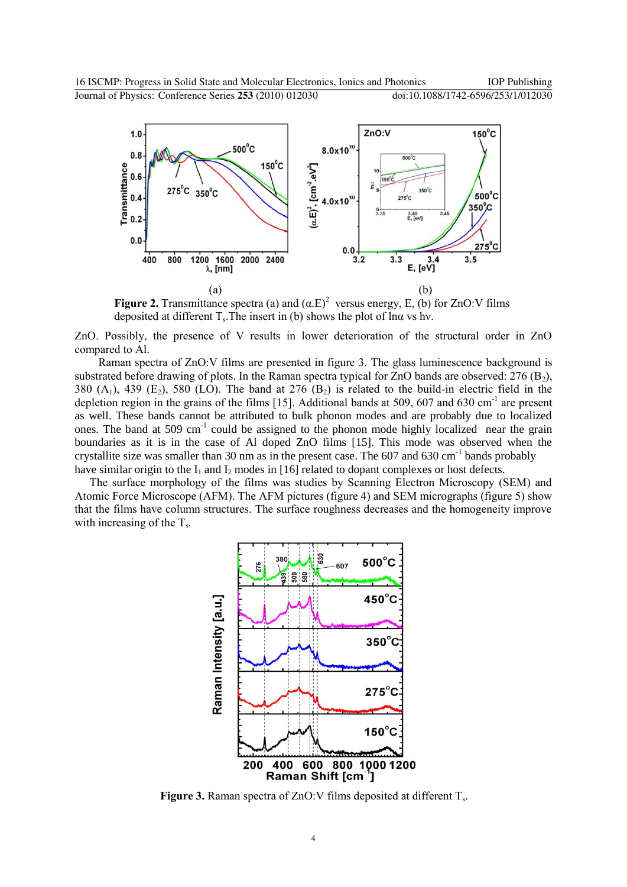(a) (b)

**Figure 2.** Transmittance spectra (a) and $(\alpha.E)^2$ versus energy, E, (b) for ZnO:V films deposited at different $T_s$. The insert in (b) shows the plot of lnα vs hν.

ZnO. Possibly, the presence of V results in lower deterioration of the structural order in ZnO compared to Al.

Raman spectra of ZnO:V films are presented in figure 3. The glass luminescence background is substrated before drawing of plots. In the Raman spectra typical for ZnO bands are observed: 276 ($B_2$), 380 ($A_1$), 439 ($E_2$), 580 (LO). The band at 276 ($B_2$) is related to the build-in electric field in the depletion region in the grains of the films [15]. Additional bands at 509, 607 and 630 $cm^{-1}$ are present as well. These bands cannot be attributed to bulk phonon modes and are probably due to localized ones. The band at 509 $cm^{-1}$ could be assigned to the phonon mode highly localized near the grain boundaries as it is in the case of Al doped ZnO films [15]. This mode was observed when the crystallite size was smaller than 30 nm as in the present case. The 607 and 630 $cm^{-1}$ bands probably have similar origin to the $I_1$ and $I_2$ modes in [16] related to dopant complexes or host defects.

The surface morphology of the films was studies by Scanning Electron Microscopy (SEM) and Atomic Force Microscope (AFM). The AFM pictures (figure 4) and SEM micrographs (figure 5) show that the films have column structures. The surface roughness decreases and the homogeneity improve with increasing of the $T_s$.

**Figure 3.** Raman spectra of ZnO:V films deposited at different $T_s$.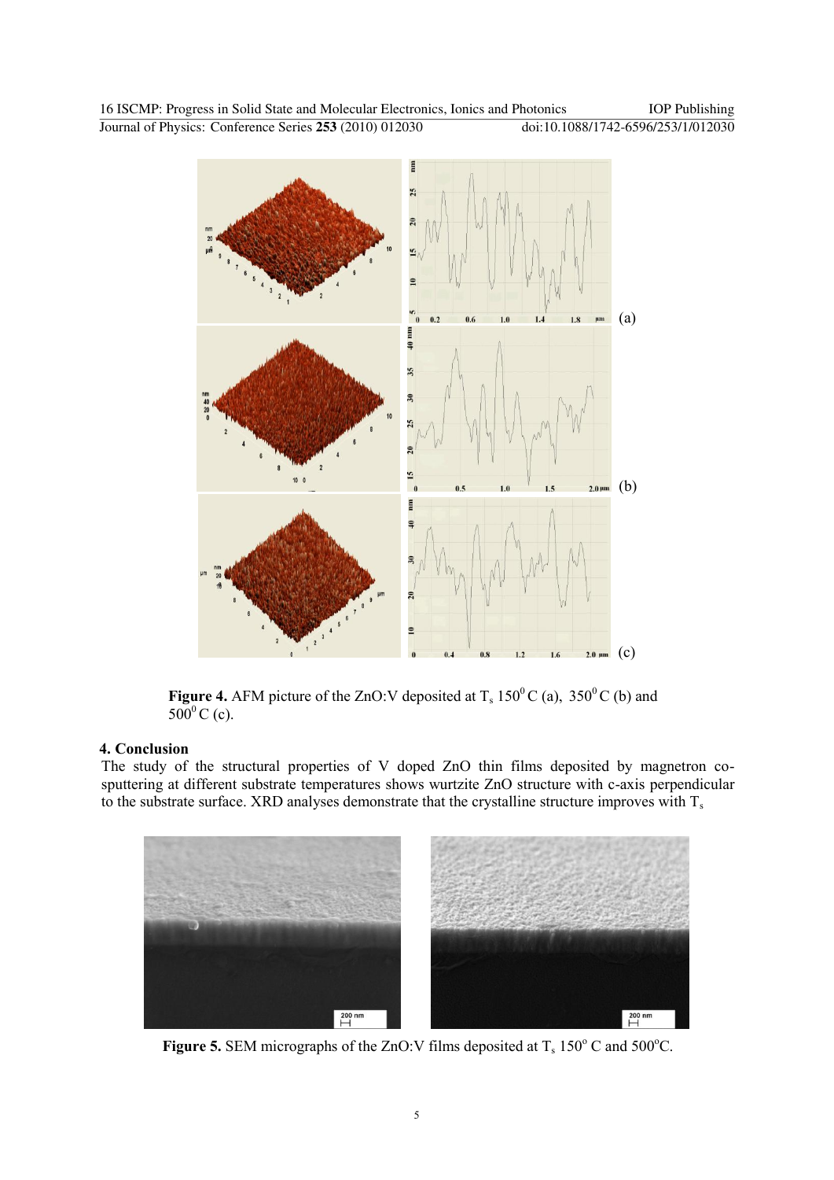**Figure 4.** AFM picture of the ZnO:V deposited at $T_s$ $150^0$ C (a), $350^0$ C (b) and $500^0$ C (c).

## 4. Conclusion

The study of the structural properties of V doped ZnO thin films deposited by magnetron co-sputtering at different substrate temperatures shows wurtzite ZnO structure with c-axis perpendicular to the substrate surface. XRD analyses demonstrate that the crystalline structure improves with $T_s$

**Figure 5.** SEM micrographs of the ZnO:V films deposited at $T_s$ $150^o$ C and $500^o$C.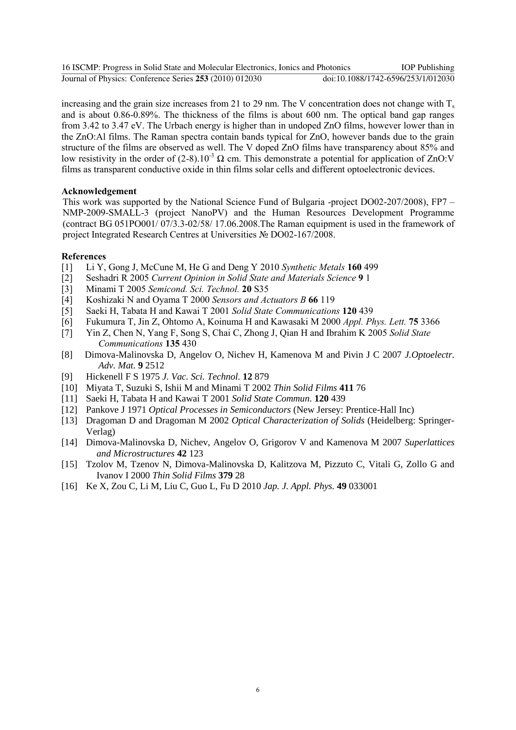increasing and the grain size increases from 21 to 29 nm. The V concentration does not change with $T_s$ and is about 0.86-0.89%. The thickness of the films is about 600 nm. The optical band gap ranges from 3.42 to 3.47 eV. The Urbach energy is higher than in undoped ZnO films, however lower than in the ZnO:Al films. The Raman spectra contain bands typical for ZnO, however bands due to the grain structure of the films are observed as well. The V doped ZnO films have transparency about 85% and low resistivity in the order of $(2\text{-}8).10^{-3}$ $\Omega$ cm. This demonstrate a potential for application of ZnO:V films as transparent conductive oxide in thin films solar cells and different optoelectronic devices.

## Acknowledgement

This work was supported by the National Science Fund of Bulgaria -project DO02-207/2008), FP7 – NMP-2009-SMALL-3 (project NanoPV) and the Human Resources Development Programme (contract BG 051PO001/ 07/3.3-02/58/ 17.06.2008.The Raman equipment is used in the framework of project Integrated Research Centres at Universities № DO02-167/2008.

## References

[1] Li Y, Gong J, McCune M, He G and Deng Y 2010 *Synthetic Metals* **160** 499
[2] Seshadri R 2005 *Current Opinion in Solid State and Materials Science* **9** 1
[3] Minami T 2005 *Semicond. Sci. Technol.* **20** S35
[4] Koshizaki N and Oyama T 2000 *Sensors and Actuators B* **66** 119
[5] Saeki H, Tabata H and Kawai T 2001 *Solid State Communications* **120** 439
[6] Fukumura T, Jin Z, Ohtomo A, Koinuma H and Kawasaki M 2000 *Appl. Phys. Lett.* **75** 3366
[7] Yin Z, Chen N, Yang F, Song S, Chai C, Zhong J, Qian H and Ibrahim K 2005 *Solid State Communications* **135** 430
[8] Dimova-Malinovska D, Angelov O, Nichev H, Kamenova M and Pivin J C 2007 *J.Optoelectr. Adv. Mat*. **9** 2512
[9] Hickenell F S 1975 *J. Vac. Sci. Technol.* **12** 879
[10] Miyata T, Suzuki S, Ishii M and Minami T 2002 *Thin Solid Films* **411** 76
[11] Saeki H, Tabata H and Kawai T 2001 *Solid State Commun*. **120** 439
[12] Pankove J 1971 *Optical Processes in Semiconductors* (New Jersey: Prentice-Hall Inc)
[13] Dragoman D and Dragoman M 2002 *Optical Characterization of Solids* (Heidelberg: Springer-Verlag)
[14] Dimova-Malinovska D, Nichev, Angelov O, Grigorov V and Kamenova M 2007 *Superlattices and Microstructures* **42** 123
[15] Tzolov M, Tzenov N, Dimova-Malinovska D, Kalitzova M, Pizzuto C, Vitali G, Zollo G and Ivanov I 2000 *Thin Solid Films* **379** 28
[16] Ke X, Zou C, Li M, Liu C, Guo L, Fu D 2010 *Jap. J. Appl. Phys.* **49** 033001